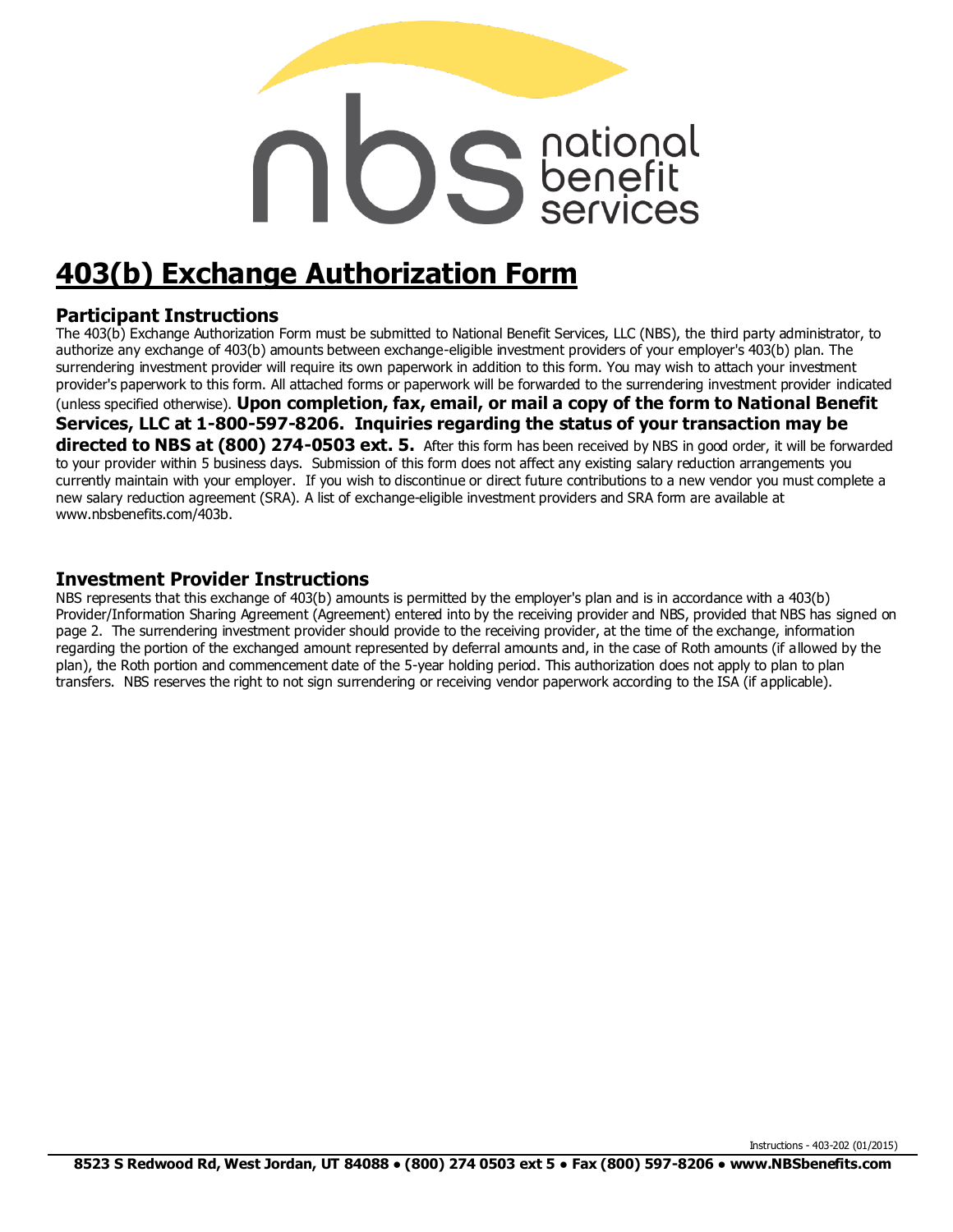# 403(b) Exchange Authorization Form

## Participant Instructions

The 403(b) Exchange Authorization Form must be submitted to National Benefit Services, LLC (NBS), the third party administrator, to authorize any exchange of 403(b) amounts between exchange-eligible investment providers of your employer's 403(b) plan. The surrendering investment provider will require its own paperwork in addition to this form. You may wish to attach your investment provider's paperwork to this form. All attached forms or paperwork will be forwarded to the surrendering investment provider indicated (unless specified otherwise). **Upon completion, fax, email, or mail a copy of the form to National Benefit Services, LLC at 1-800-597-8206. Inquiries regarding the status of your transaction may be directed to NBS at (800) 274-0503 ext. 5.** After this form has been received by NBS in good order, it will be forwarded to your provider within 5 business days. Submission of this form does not affect any existing salary reduction arrangements you currently maintain with your employer. If you wish to discontinue or direct future contributions to a new vendor you must complete a new salary reduction agreement (SRA). A list of exchange-eligible investment providers and SRA form are available at www.nbsbenefits.com/403b.

## Investment Provider Instructions

NBS represents that this exchange of 403(b) amounts is permitted by the employer's plan and is in accordance with a 403(b) Provider/Information Sharing Agreement (Agreement) entered into by the receiving provider and NBS, provided that NBS has signed on page 2. The surrendering investment provider should provide to the receiving provider, at the time of the exchange, information regarding the portion of the exchanged amount represented by deferral amounts and, in the case of Roth amounts (if allowed by the plan), the Roth portion and commencement date of the 5-year holding period. This authorization does not apply to plan to plan transfers. NBS reserves the right to not sign surrendering or receiving vendor paperwork according to the ISA (if applicable).

Instructions - 403-202 (01/2015)

**8523 S Redwood Rd, West Jordan, UT 84088 • (800) 274 0503 ext 5 • Fax (800) 597-8206 • www.NBSbenefits.com**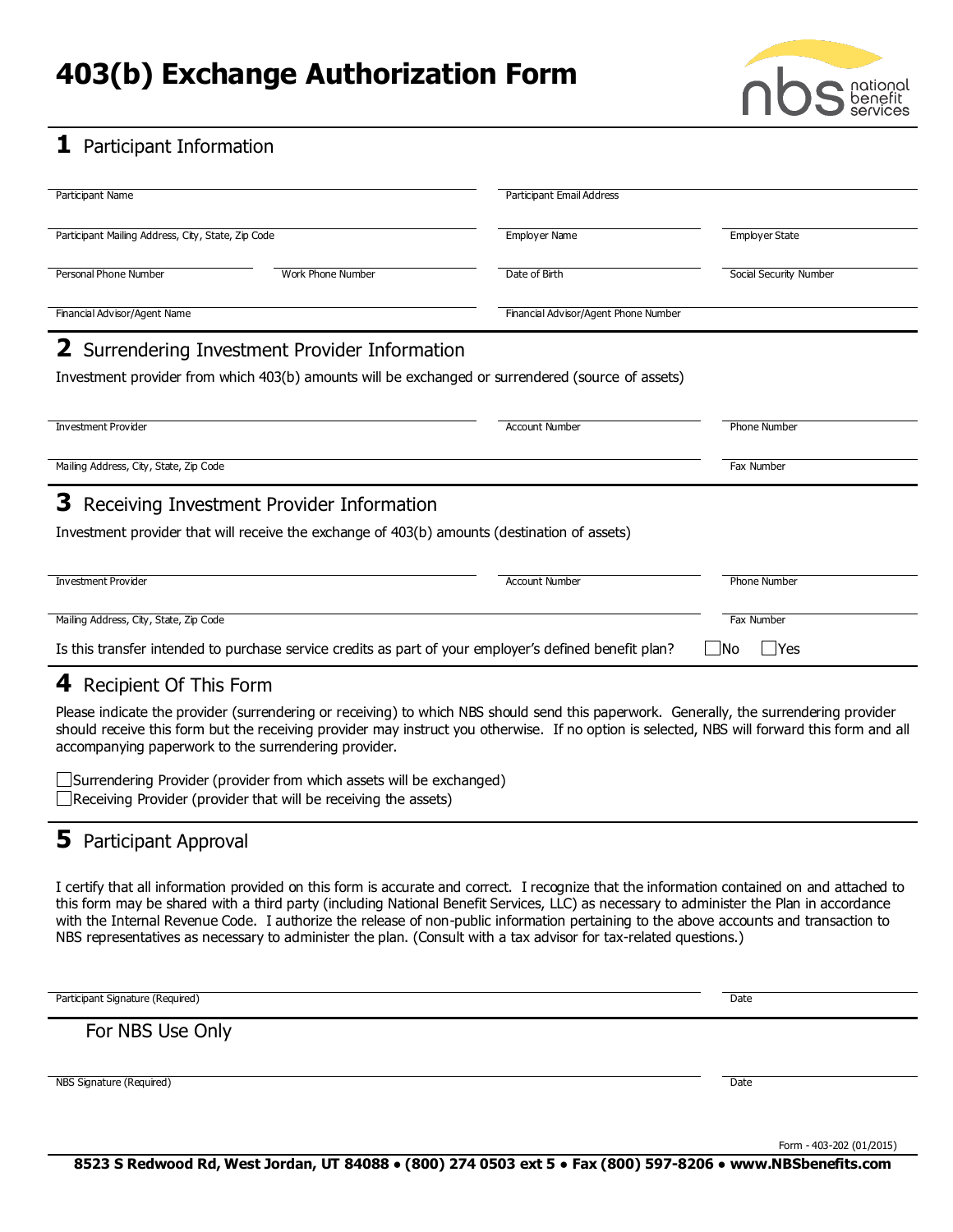# 403(b) Exchange Authorization Form

national benefit services

## 1 Participant Information

| | | |
|---|---|---|
| Participant Name | Participant Email Address | |
| Participant Mailing Address, City, State, Zip Code | Employer Name | Employer State |
| Personal Phone Number / Work Phone Number | Date of Birth | Social Security Number |
| Financial Advisor/Agent Name | Financial Advisor/Agent Phone Number | |

## 2 Surrendering Investment Provider Information

Investment provider from which 403(b) amounts will be exchanged or surrendered (source of assets)

| | | |
|---|---|---|
| Investment Provider | Account Number | Phone Number |
| Mailing Address, City, State, Zip Code | | Fax Number |

## 3 Receiving Investment Provider Information

Investment provider that will receive the exchange of 403(b) amounts (destination of assets)

| | | |
|---|---|---|
| Investment Provider | Account Number | Phone Number |
| Mailing Address, City, State, Zip Code | | Fax Number |

Is this transfer intended to purchase service credits as part of your employer's defined benefit plan? ☐ No ☐ Yes

## 4 Recipient Of This Form

Please indicate the provider (surrendering or receiving) to which NBS should send this paperwork. Generally, the surrendering provider should receive this form but the receiving provider may instruct you otherwise. If no option is selected, NBS will forward this form and all accompanying paperwork to the surrendering provider.

☐ Surrendering Provider (provider from which assets will be exchanged)
☐ Receiving Provider (provider that will be receiving the assets)

## 5 Participant Approval

I certify that all information provided on this form is accurate and correct. I recognize that the information contained on and attached to this form may be shared with a third party (including National Benefit Services, LLC) as necessary to administer the Plan in accordance with the Internal Revenue Code. I authorize the release of non-public information pertaining to the above accounts and transaction to NBS representatives as necessary to administer the plan. (Consult with a tax advisor for tax-related questions.)

Participant Signature (Required) _______________ Date _______________

### For NBS Use Only

NBS Signature (Required) _______________ Date _______________

Form - 403-202 (01/2015)

**8523 S Redwood Rd, West Jordan, UT 84088 • (800) 274 0503 ext 5 • Fax (800) 597-8206 • www.NBSbenefits.com**